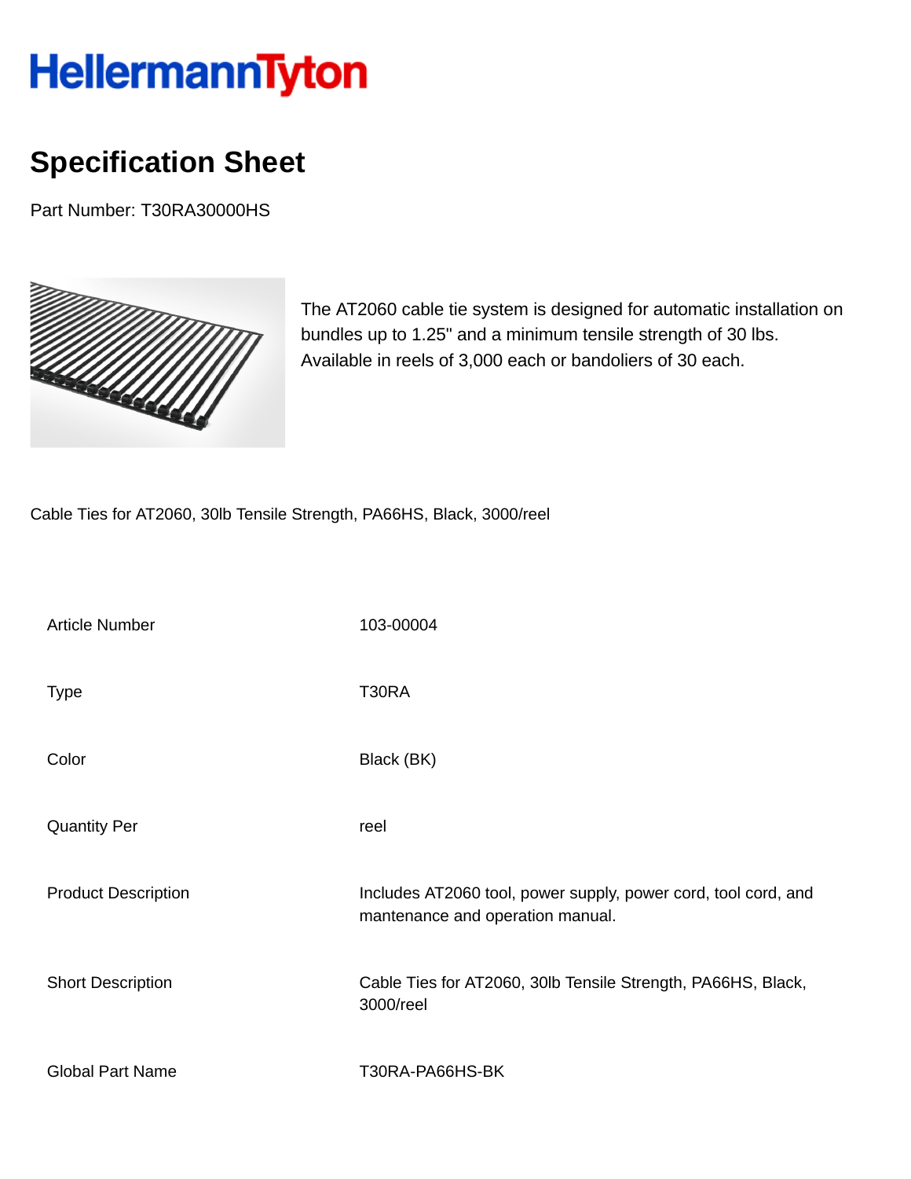HellermannTyton

# Specification Sheet

Part Number: T30RA30000HS

The AT2060 cable tie system is designed for automatic installation on bundles up to 1.25" and a minimum tensile strength of 30 lbs. Available in reels of 3,000 each or bandoliers of 30 each.

Cable Ties for AT2060, 30lb Tensile Strength, PA66HS, Black, 3000/reel

| | |
|---|---|
| Article Number | 103-00004 |
| Type | T30RA |
| Color | Black (BK) |
| Quantity Per | reel |
| Product Description | Includes AT2060 tool, power supply, power cord, tool cord, and mantenance and operation manual. |
| Short Description | Cable Ties for AT2060, 30lb Tensile Strength, PA66HS, Black, 3000/reel |
| Global Part Name | T30RA-PA66HS-BK |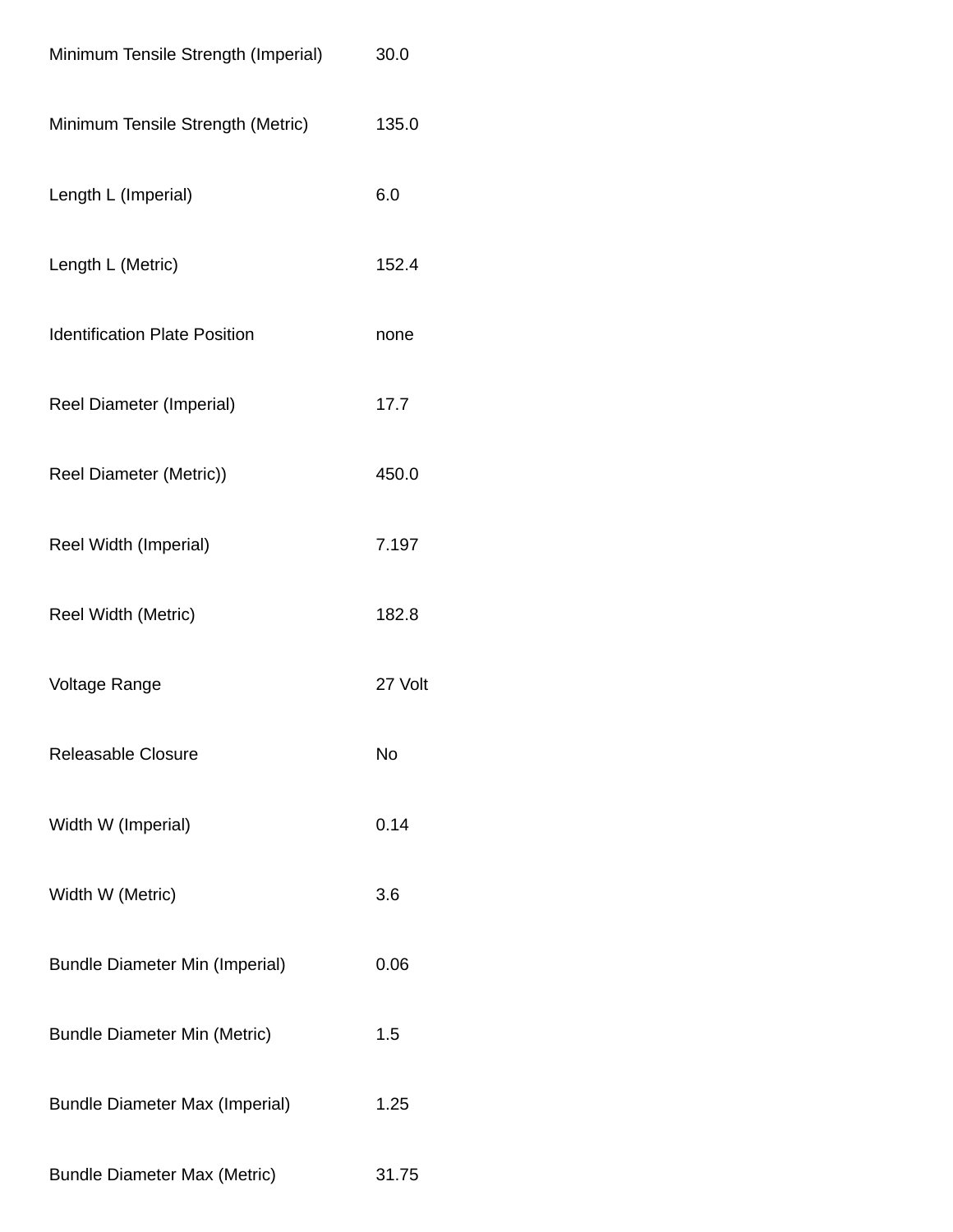| | |
|---|---|
| Minimum Tensile Strength (Imperial) | 30.0 |
| Minimum Tensile Strength (Metric) | 135.0 |
| Length L (Imperial) | 6.0 |
| Length L (Metric) | 152.4 |
| Identification Plate Position | none |
| Reel Diameter (Imperial) | 17.7 |
| Reel Diameter (Metric)) | 450.0 |
| Reel Width (Imperial) | 7.197 |
| Reel Width (Metric) | 182.8 |
| Voltage Range | 27 Volt |
| Releasable Closure | No |
| Width W (Imperial) | 0.14 |
| Width W (Metric) | 3.6 |
| Bundle Diameter Min (Imperial) | 0.06 |
| Bundle Diameter Min (Metric) | 1.5 |
| Bundle Diameter Max (Imperial) | 1.25 |
| Bundle Diameter Max (Metric) | 31.75 |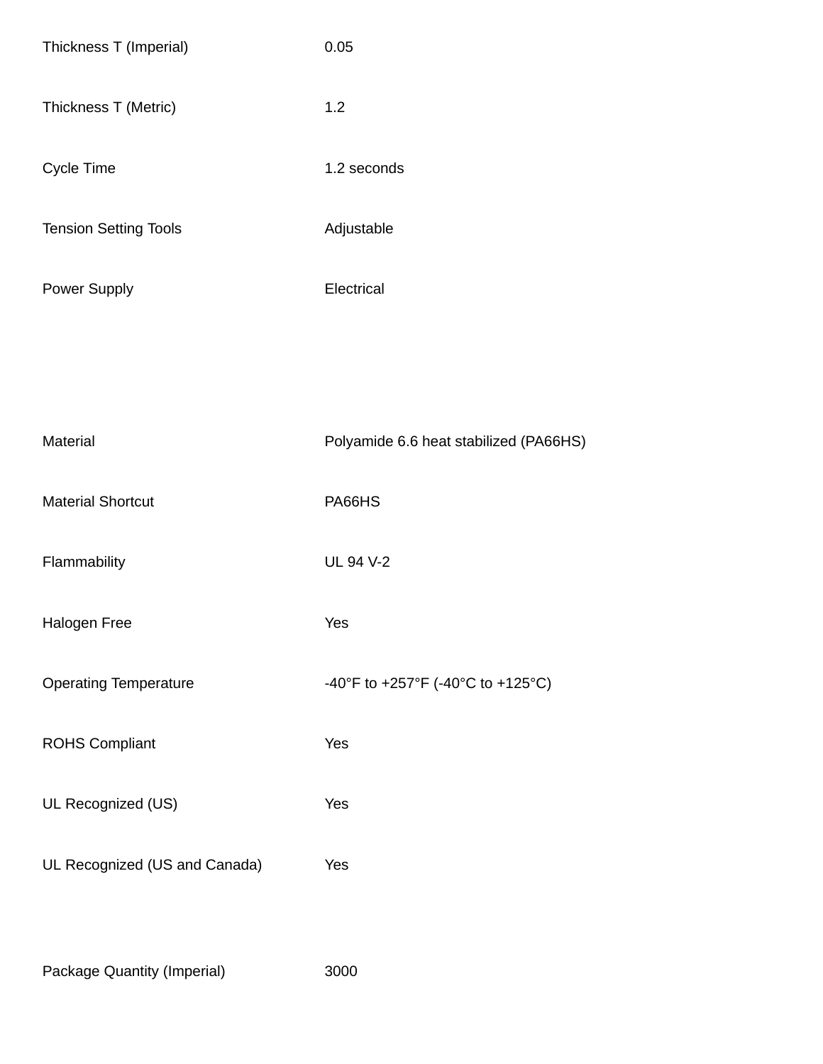| | |
|---|---|
| Thickness T (Imperial) | 0.05 |
| Thickness T (Metric) | 1.2 |
| Cycle Time | 1.2 seconds |
| Tension Setting Tools | Adjustable |
| Power Supply | Electrical |

| | |
|---|---|
| Material | Polyamide 6.6 heat stabilized (PA66HS) |
| Material Shortcut | PA66HS |
| Flammability | UL 94 V-2 |
| Halogen Free | Yes |
| Operating Temperature | -40°F to +257°F (-40°C to +125°C) |
| ROHS Compliant | Yes |
| UL Recognized (US) | Yes |
| UL Recognized (US and Canada) | Yes |

| | |
|---|---|
| Package Quantity (Imperial) | 3000 |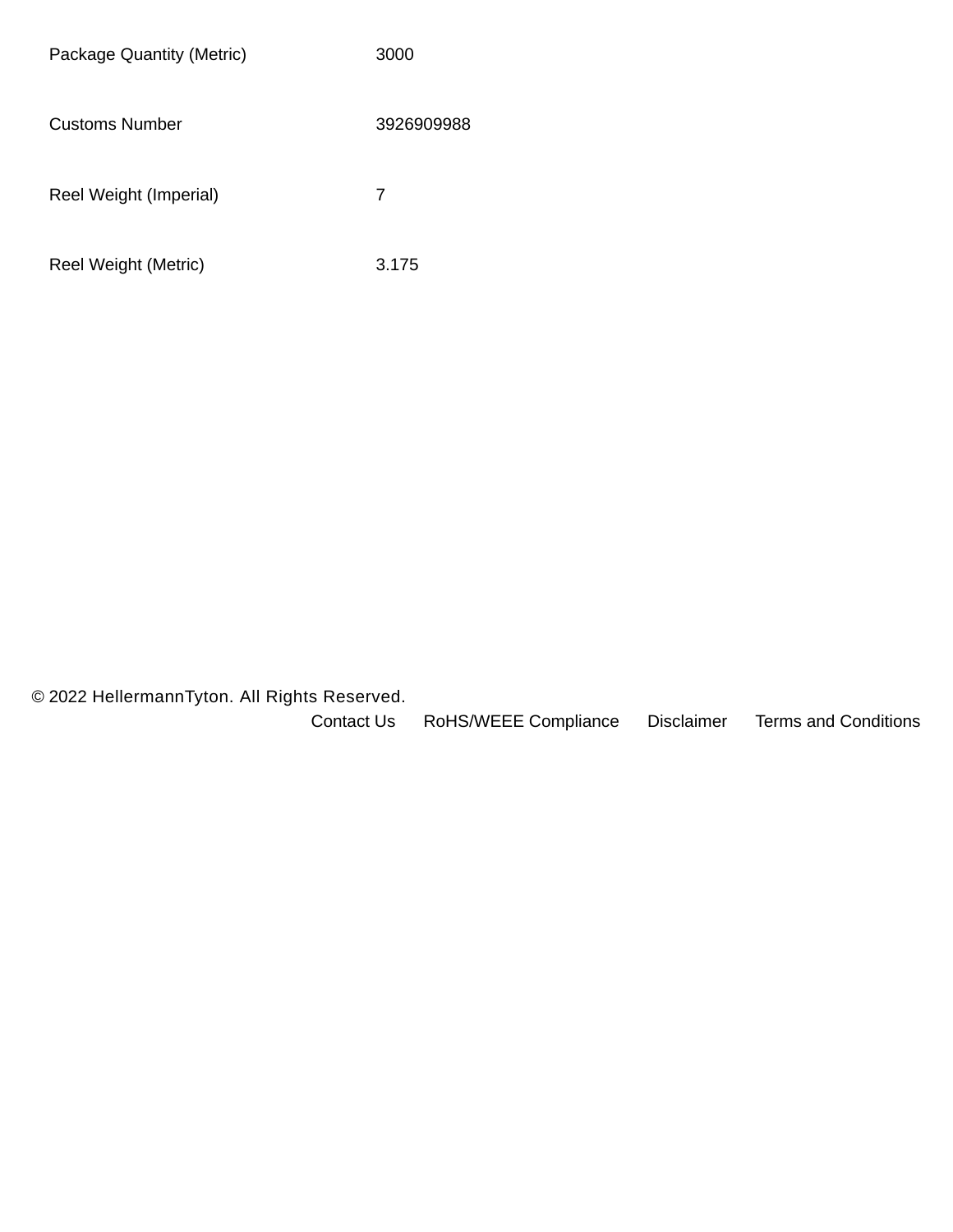| | |
|---|---|
| Package Quantity (Metric) | 3000 |
| Customs Number | 3926909988 |
| Reel Weight (Imperial) | 7 |
| Reel Weight (Metric) | 3.175 |

© 2022 HellermannTyton. All Rights Reserved.

Contact Us RoHS/WEEE Compliance Disclaimer Terms and Conditions